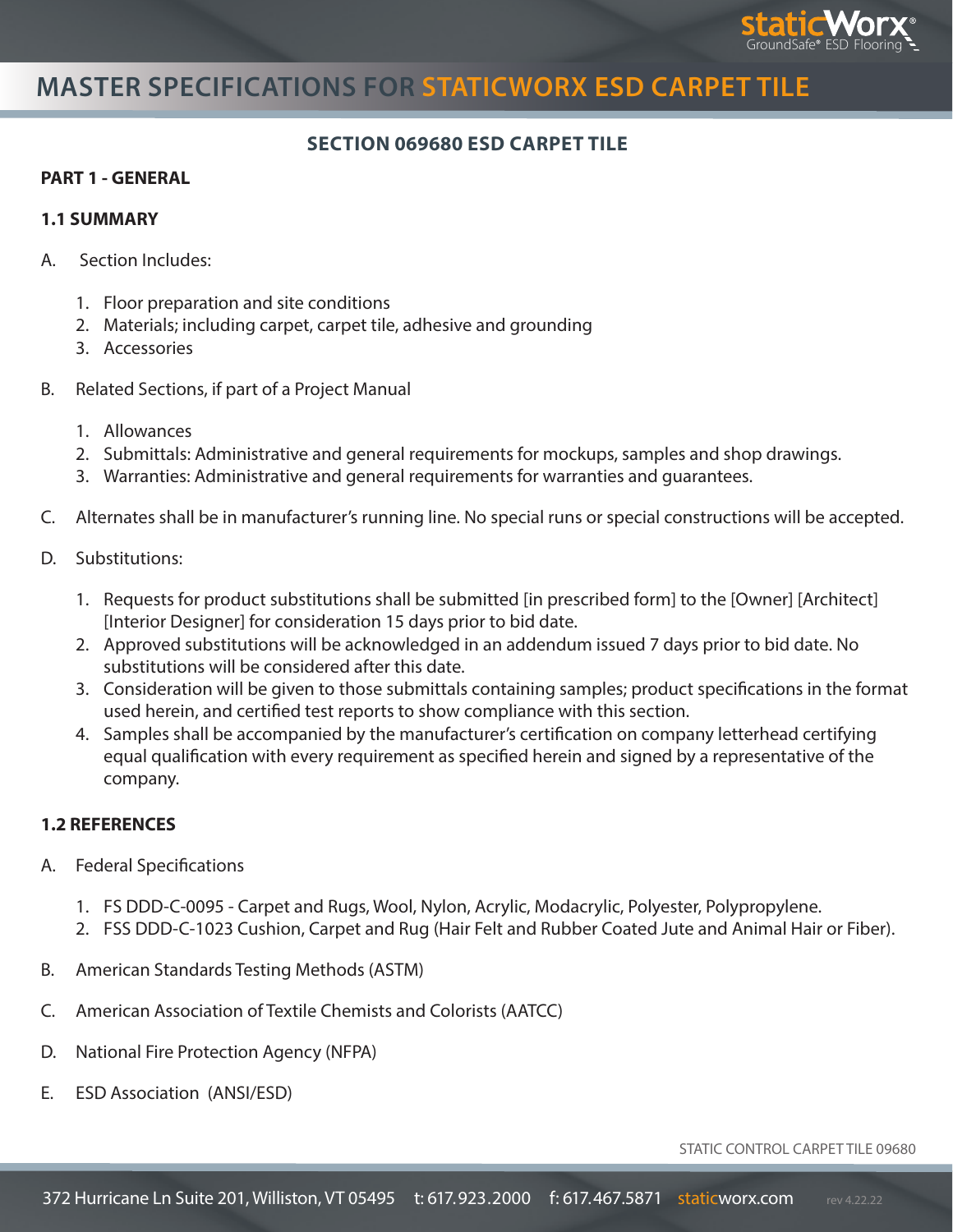# MASTER SPECIFICATIONS FOR STATICWORX ESD CARPET TILE

## SECTION 069680 ESD CARPET TILE

### PART 1 - GENERAL

### 1.1 SUMMARY

A. Section Includes:

1. Floor preparation and site conditions
2. Materials; including carpet, carpet tile, adhesive and grounding
3. Accessories

B. Related Sections, if part of a Project Manual

1. Allowances
2. Submittals: Administrative and general requirements for mockups, samples and shop drawings.
3. Warranties: Administrative and general requirements for warranties and guarantees.

C. Alternates shall be in manufacturer's running line. No special runs or special constructions will be accepted.

D. Substitutions:

1. Requests for product substitutions shall be submitted [in prescribed form] to the [Owner] [Architect] [Interior Designer] for consideration 15 days prior to bid date.
2. Approved substitutions will be acknowledged in an addendum issued 7 days prior to bid date. No substitutions will be considered after this date.
3. Consideration will be given to those submittals containing samples; product specifications in the format used herein, and certified test reports to show compliance with this section.
4. Samples shall be accompanied by the manufacturer's certification on company letterhead certifying equal qualification with every requirement as specified herein and signed by a representative of the company.

### 1.2 REFERENCES

A. Federal Specifications

1. FS DDD-C-0095 - Carpet and Rugs, Wool, Nylon, Acrylic, Modacrylic, Polyester, Polypropylene.
2. FSS DDD-C-1023 Cushion, Carpet and Rug (Hair Felt and Rubber Coated Jute and Animal Hair or Fiber).

B. American Standards Testing Methods (ASTM)

C. American Association of Textile Chemists and Colorists (AATCC)

D. National Fire Protection Agency (NFPA)

E. ESD Association (ANSI/ESD)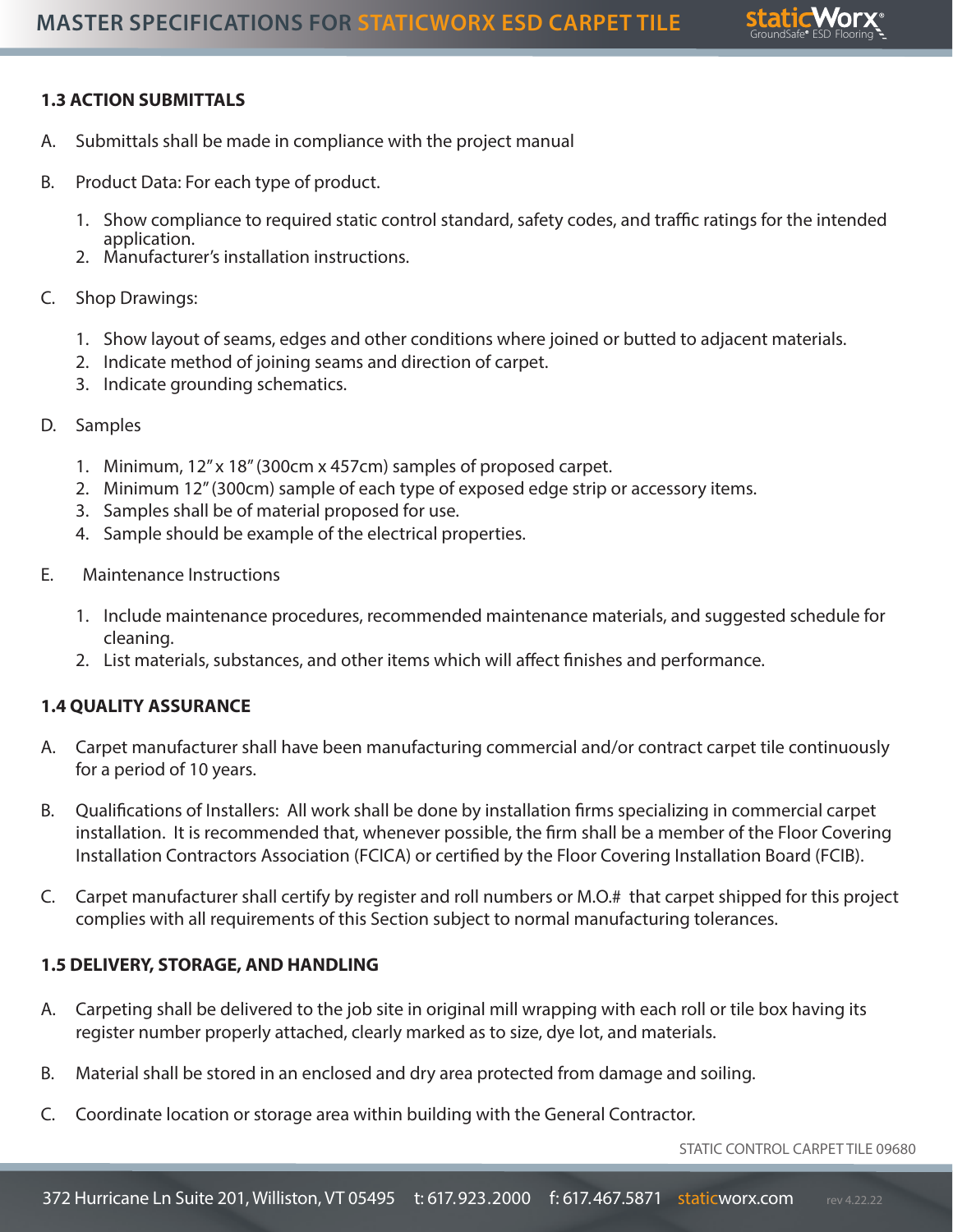### 1.3 ACTION SUBMITTALS

A. Submittals shall be made in compliance with the project manual

B. Product Data: For each type of product.

1. Show compliance to required static control standard, safety codes, and traffic ratings for the intended application.
2. Manufacturer's installation instructions.

C. Shop Drawings:

1. Show layout of seams, edges and other conditions where joined or butted to adjacent materials.
2. Indicate method of joining seams and direction of carpet.
3. Indicate grounding schematics.

D. Samples

1. Minimum, 12" x 18" (300cm x 457cm) samples of proposed carpet.
2. Minimum 12" (300cm) sample of each type of exposed edge strip or accessory items.
3. Samples shall be of material proposed for use.
4. Sample should be example of the electrical properties.

E. Maintenance Instructions

1. Include maintenance procedures, recommended maintenance materials, and suggested schedule for cleaning.
2. List materials, substances, and other items which will affect finishes and performance.

### 1.4 QUALITY ASSURANCE

A. Carpet manufacturer shall have been manufacturing commercial and/or contract carpet tile continuously for a period of 10 years.

B. Qualifications of Installers: All work shall be done by installation firms specializing in commercial carpet installation. It is recommended that, whenever possible, the firm shall be a member of the Floor Covering Installation Contractors Association (FCICA) or certified by the Floor Covering Installation Board (FCIB).

C. Carpet manufacturer shall certify by register and roll numbers or M.O.# that carpet shipped for this project complies with all requirements of this Section subject to normal manufacturing tolerances.

### 1.5 DELIVERY, STORAGE, AND HANDLING

A. Carpeting shall be delivered to the job site in original mill wrapping with each roll or tile box having its register number properly attached, clearly marked as to size, dye lot, and materials.

B. Material shall be stored in an enclosed and dry area protected from damage and soiling.

C. Coordinate location or storage area within building with the General Contractor.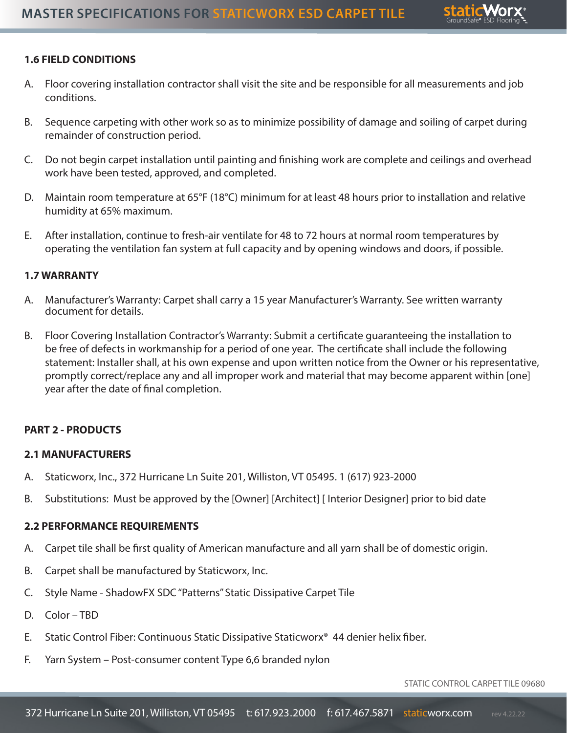### 1.6 FIELD CONDITIONS

A. Floor covering installation contractor shall visit the site and be responsible for all measurements and job conditions.

B. Sequence carpeting with other work so as to minimize possibility of damage and soiling of carpet during remainder of construction period.

C. Do not begin carpet installation until painting and finishing work are complete and ceilings and overhead work have been tested, approved, and completed.

D. Maintain room temperature at 65°F (18°C) minimum for at least 48 hours prior to installation and relative humidity at 65% maximum.

E. After installation, continue to fresh-air ventilate for 48 to 72 hours at normal room temperatures by operating the ventilation fan system at full capacity and by opening windows and doors, if possible.

### 1.7 WARRANTY

A. Manufacturer's Warranty: Carpet shall carry a 15 year Manufacturer's Warranty. See written warranty document for details.

B. Floor Covering Installation Contractor's Warranty: Submit a certificate guaranteeing the installation to be free of defects in workmanship for a period of one year. The certificate shall include the following statement: Installer shall, at his own expense and upon written notice from the Owner or his representative, promptly correct/replace any and all improper work and material that may become apparent within [one] year after the date of final completion.

## PART 2 - PRODUCTS

### 2.1 MANUFACTURERS

A. Staticworx, Inc., 372 Hurricane Ln Suite 201, Williston, VT 05495. 1 (617) 923-2000

B. Substitutions: Must be approved by the [Owner] [Architect] [ Interior Designer] prior to bid date

### 2.2 PERFORMANCE REQUIREMENTS

A. Carpet tile shall be first quality of American manufacture and all yarn shall be of domestic origin.

B. Carpet shall be manufactured by Staticworx, Inc.

C. Style Name - ShadowFX SDC "Patterns" Static Dissipative Carpet Tile

D. Color – TBD

E. Static Control Fiber: Continuous Static Dissipative Staticworx® 44 denier helix fiber.

F. Yarn System – Post-consumer content Type 6,6 branded nylon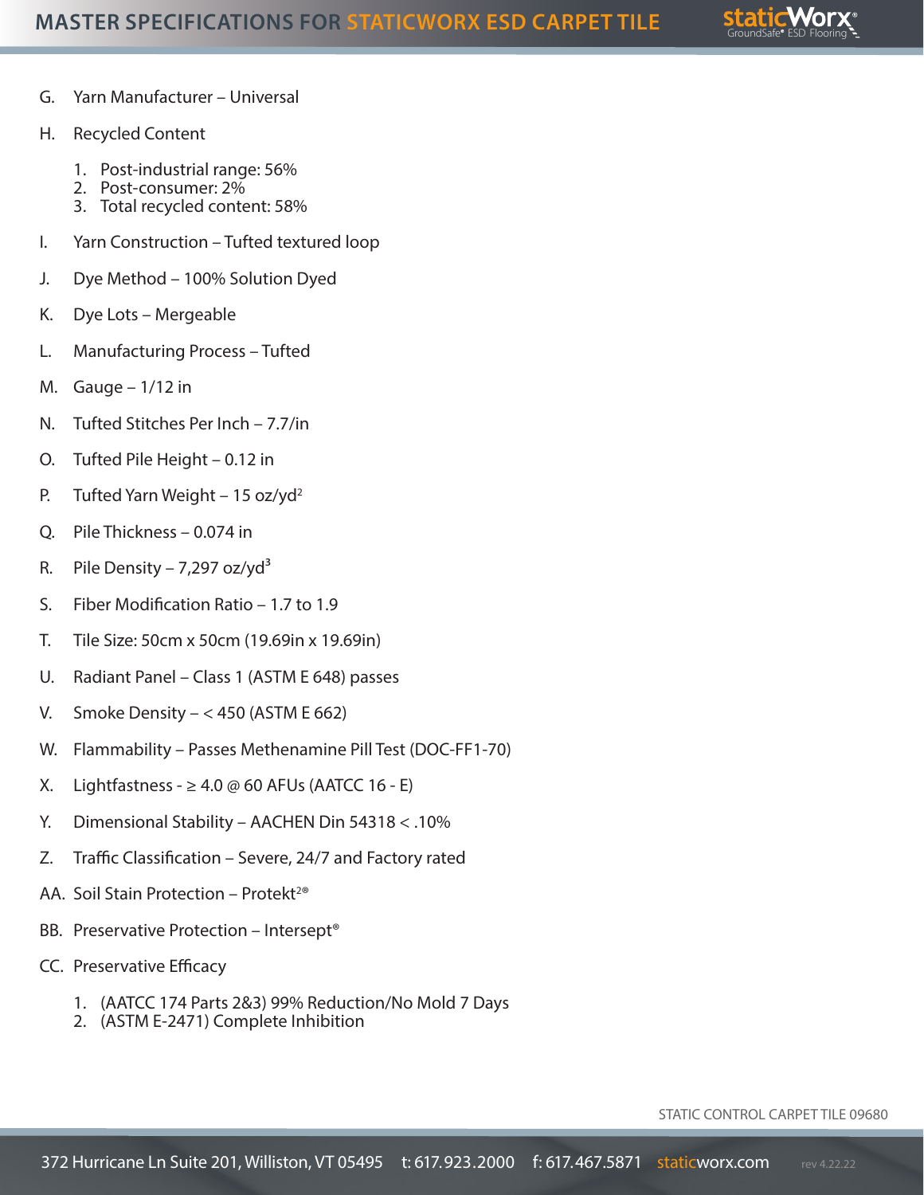G. Yarn Manufacturer – Universal

H. Recycled Content

1. Post-industrial range: 56%
2. Post-consumer: 2%
3. Total recycled content: 58%

I. Yarn Construction – Tufted textured loop

J. Dye Method – 100% Solution Dyed

K. Dye Lots – Mergeable

L. Manufacturing Process – Tufted

M. Gauge – 1/12 in

N. Tufted Stitches Per Inch – 7.7/in

O. Tufted Pile Height – 0.12 in

P. Tufted Yarn Weight – 15 oz/yd$^2$

Q. Pile Thickness – 0.074 in

R. Pile Density – 7,297 oz/yd$^3$

S. Fiber Modification Ratio – 1.7 to 1.9

T. Tile Size: 50cm x 50cm (19.69in x 19.69in)

U. Radiant Panel – Class 1 (ASTM E 648) passes

V. Smoke Density – < 450 (ASTM E 662)

W. Flammability – Passes Methenamine Pill Test (DOC-FF1-70)

X. Lightfastness - ≥ 4.0 @ 60 AFUs (AATCC 16 - E)

Y. Dimensional Stability – AACHEN Din 54318 < .10%

Z. Traffic Classification – Severe, 24/7 and Factory rated

AA. Soil Stain Protection – Protekt²®

BB. Preservative Protection – Intersept®

CC. Preservative Efficacy

1. (AATCC 174 Parts 2&3) 99% Reduction/No Mold 7 Days
2. (ASTM E-2471) Complete Inhibition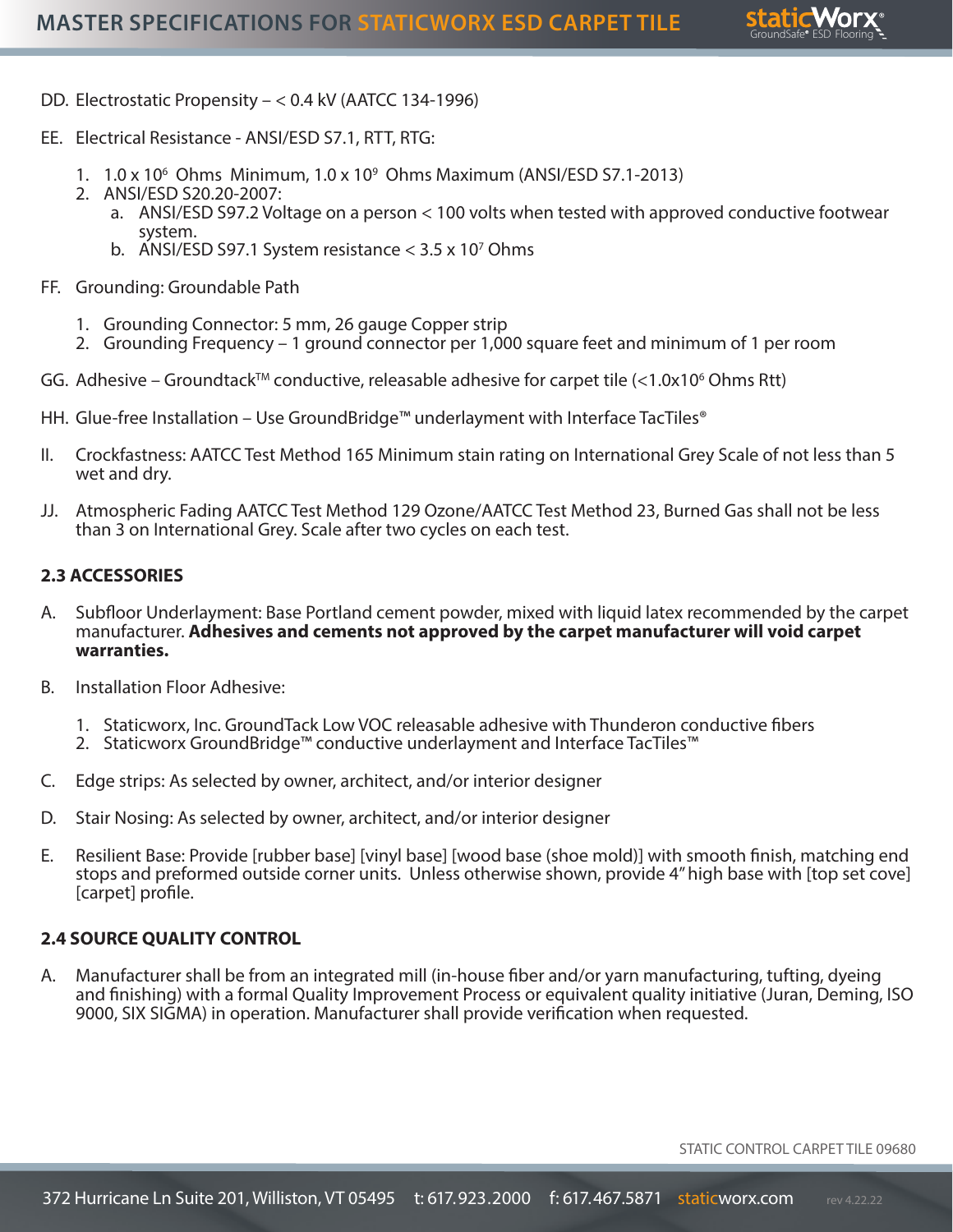DD. Electrostatic Propensity – < 0.4 kV (AATCC 134-1996)

EE. Electrical Resistance - ANSI/ESD S7.1, RTT, RTG:

1. $1.0 \times 10^6$ Ohms Minimum, $1.0 \times 10^9$ Ohms Maximum (ANSI/ESD S7.1-2013)
2. ANSI/ESD S20.20-2007:
   a. ANSI/ESD S97.2 Voltage on a person < 100 volts when tested with approved conductive footwear system.
   b. ANSI/ESD S97.1 System resistance < $3.5 \times 10^7$ Ohms

FF. Grounding: Groundable Path

1. Grounding Connector: 5 mm, 26 gauge Copper strip
2. Grounding Frequency – 1 ground connector per 1,000 square feet and minimum of 1 per room

GG. Adhesive – Groundtack™ conductive, releasable adhesive for carpet tile (<$1.0 \times 10^6$ Ohms Rtt)

HH. Glue-free Installation – Use GroundBridge™ underlayment with Interface TacTiles®

II. Crockfastness: AATCC Test Method 165 Minimum stain rating on International Grey Scale of not less than 5 wet and dry.

JJ. Atmospheric Fading AATCC Test Method 129 Ozone/AATCC Test Method 23, Burned Gas shall not be less than 3 on International Grey. Scale after two cycles on each test.

**2.3 ACCESSORIES**

A. Subfloor Underlayment: Base Portland cement powder, mixed with liquid latex recommended by the carpet manufacturer. **Adhesives and cements not approved by the carpet manufacturer will void carpet warranties.**

B. Installation Floor Adhesive:

1. Staticworx, Inc. GroundTack Low VOC releasable adhesive with Thunderon conductive fibers
2. Staticworx GroundBridge™ conductive underlayment and Interface TacTiles™

C. Edge strips: As selected by owner, architect, and/or interior designer

D. Stair Nosing: As selected by owner, architect, and/or interior designer

E. Resilient Base: Provide [rubber base] [vinyl base] [wood base (shoe mold)] with smooth finish, matching end stops and preformed outside corner units. Unless otherwise shown, provide 4" high base with [top set cove] [carpet] profile.

**2.4 SOURCE QUALITY CONTROL**

A. Manufacturer shall be from an integrated mill (in-house fiber and/or yarn manufacturing, tufting, dyeing and finishing) with a formal Quality Improvement Process or equivalent quality initiative (Juran, Deming, ISO 9000, SIX SIGMA) in operation. Manufacturer shall provide verification when requested.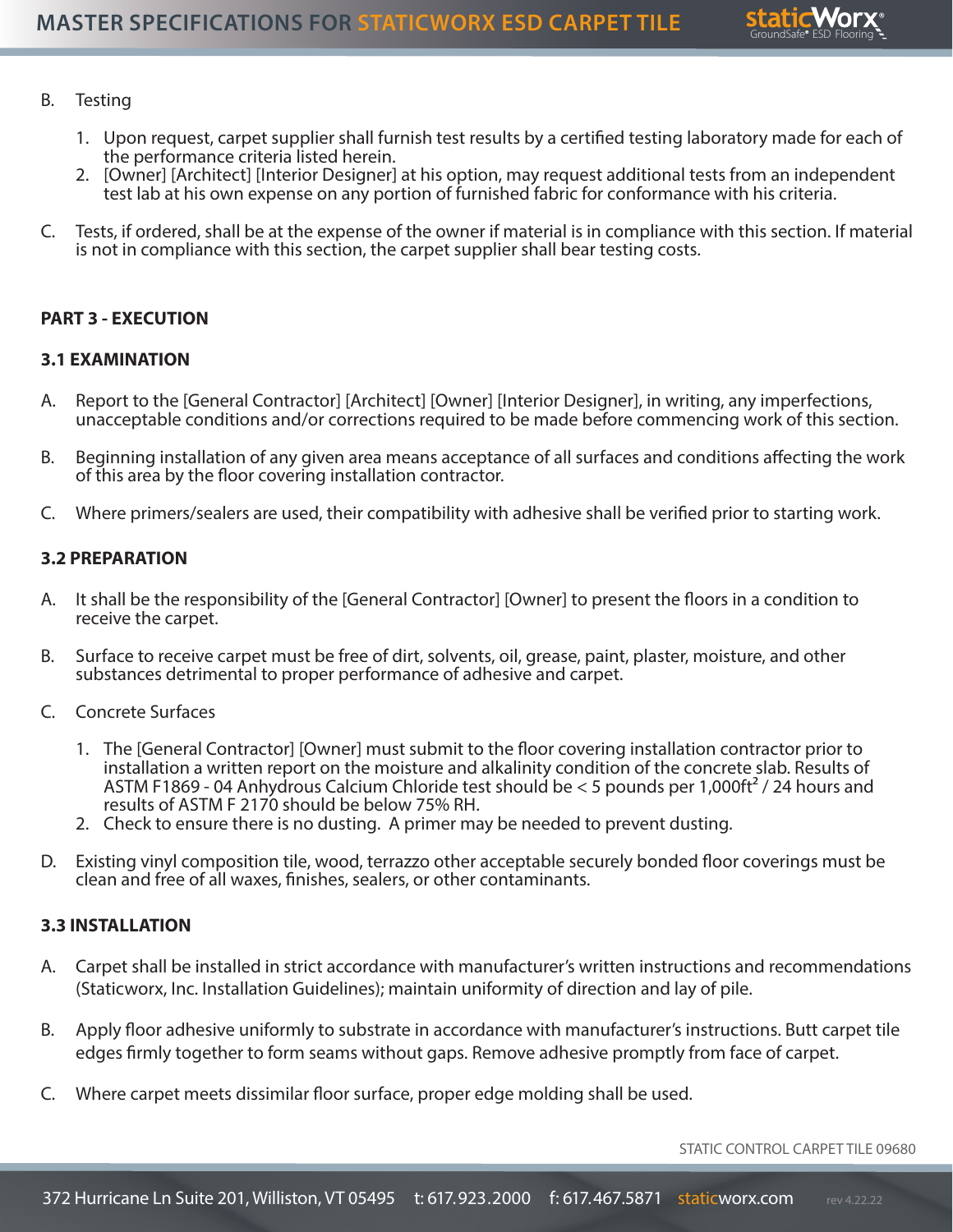B. Testing

1. Upon request, carpet supplier shall furnish test results by a certified testing laboratory made for each of the performance criteria listed herein.
2. [Owner] [Architect] [Interior Designer] at his option, may request additional tests from an independent test lab at his own expense on any portion of furnished fabric for conformance with his criteria.

C. Tests, if ordered, shall be at the expense of the owner if material is in compliance with this section. If material is not in compliance with this section, the carpet supplier shall bear testing costs.

**PART 3 - EXECUTION**

**3.1 EXAMINATION**

A. Report to the [General Contractor] [Architect] [Owner] [Interior Designer], in writing, any imperfections, unacceptable conditions and/or corrections required to be made before commencing work of this section.

B. Beginning installation of any given area means acceptance of all surfaces and conditions affecting the work of this area by the floor covering installation contractor.

C. Where primers/sealers are used, their compatibility with adhesive shall be verified prior to starting work.

**3.2 PREPARATION**

A. It shall be the responsibility of the [General Contractor] [Owner] to present the floors in a condition to receive the carpet.

B. Surface to receive carpet must be free of dirt, solvents, oil, grease, paint, plaster, moisture, and other substances detrimental to proper performance of adhesive and carpet.

C. Concrete Surfaces

1. The [General Contractor] [Owner] must submit to the floor covering installation contractor prior to installation a written report on the moisture and alkalinity condition of the concrete slab. Results of ASTM F1869 - 04 Anhydrous Calcium Chloride test should be < 5 pounds per 1,000ft$^2$ / 24 hours and results of ASTM F 2170 should be below 75% RH.
2. Check to ensure there is no dusting. A primer may be needed to prevent dusting.

D. Existing vinyl composition tile, wood, terrazzo other acceptable securely bonded floor coverings must be clean and free of all waxes, finishes, sealers, or other contaminants.

**3.3 INSTALLATION**

A. Carpet shall be installed in strict accordance with manufacturer's written instructions and recommendations (Staticworx, Inc. Installation Guidelines); maintain uniformity of direction and lay of pile.

B. Apply floor adhesive uniformly to substrate in accordance with manufacturer's instructions. Butt carpet tile edges firmly together to form seams without gaps. Remove adhesive promptly from face of carpet.

C. Where carpet meets dissimilar floor surface, proper edge molding shall be used.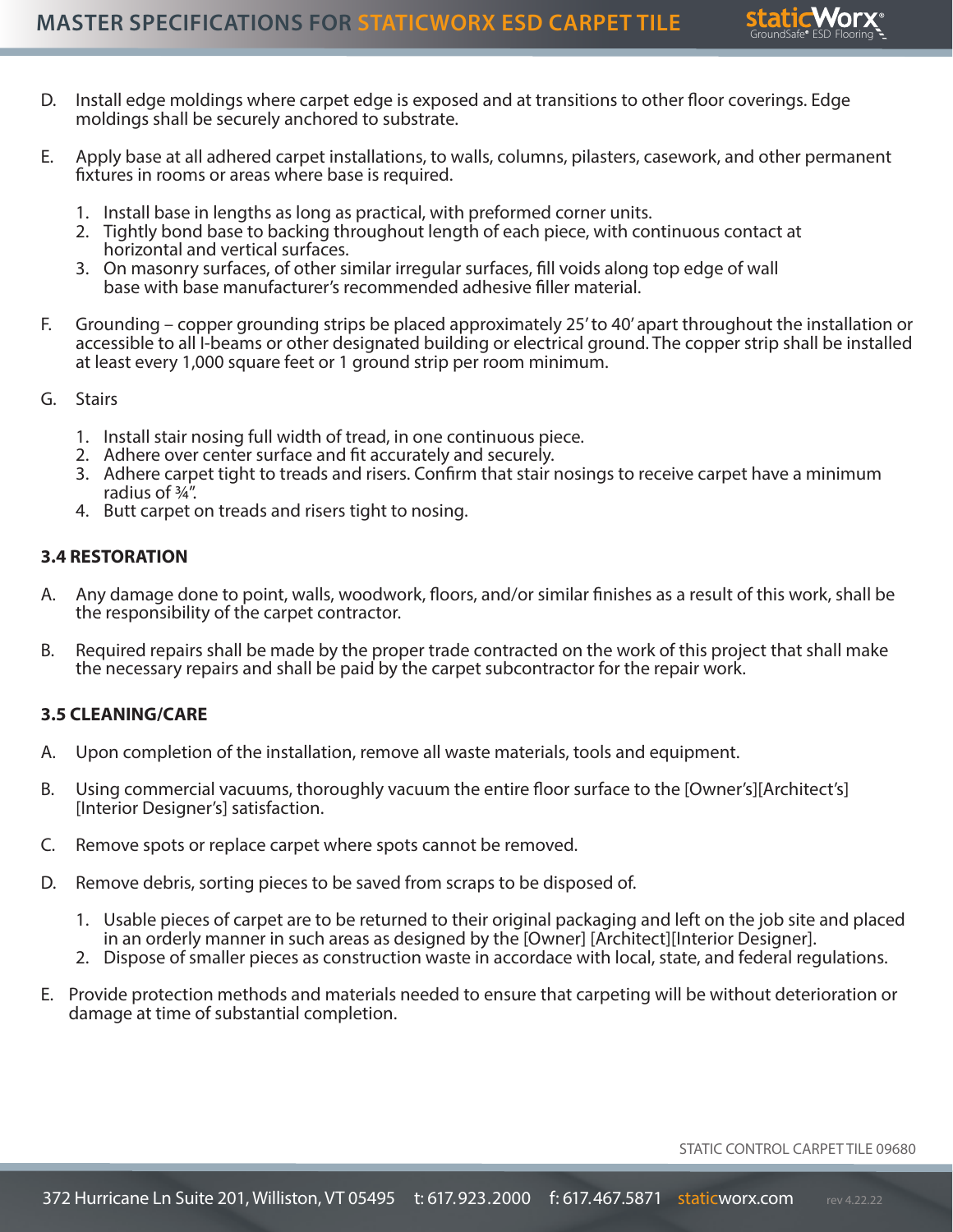D. Install edge moldings where carpet edge is exposed and at transitions to other floor coverings. Edge moldings shall be securely anchored to substrate.

E. Apply base at all adhered carpet installations, to walls, columns, pilasters, casework, and other permanent fixtures in rooms or areas where base is required.

1. Install base in lengths as long as practical, with preformed corner units.
2. Tightly bond base to backing throughout length of each piece, with continuous contact at horizontal and vertical surfaces.
3. On masonry surfaces, of other similar irregular surfaces, fill voids along top edge of wall base with base manufacturer's recommended adhesive filler material.

F. Grounding – copper grounding strips be placed approximately 25' to 40' apart throughout the installation or accessible to all I-beams or other designated building or electrical ground. The copper strip shall be installed at least every 1,000 square feet or 1 ground strip per room minimum.

G. Stairs

1. Install stair nosing full width of tread, in one continuous piece.
2. Adhere over center surface and fit accurately and securely.
3. Adhere carpet tight to treads and risers. Confirm that stair nosings to receive carpet have a minimum radius of ¾".
4. Butt carpet on treads and risers tight to nosing.

**3.4 RESTORATION**

A. Any damage done to point, walls, woodwork, floors, and/or similar finishes as a result of this work, shall be the responsibility of the carpet contractor.

B. Required repairs shall be made by the proper trade contracted on the work of this project that shall make the necessary repairs and shall be paid by the carpet subcontractor for the repair work.

**3.5 CLEANING/CARE**

A. Upon completion of the installation, remove all waste materials, tools and equipment.

B. Using commercial vacuums, thoroughly vacuum the entire floor surface to the [Owner's][Architect's][Interior Designer's] satisfaction.

C. Remove spots or replace carpet where spots cannot be removed.

D. Remove debris, sorting pieces to be saved from scraps to be disposed of.

1. Usable pieces of carpet are to be returned to their original packaging and left on the job site and placed in an orderly manner in such areas as designed by the [Owner] [Architect][Interior Designer].
2. Dispose of smaller pieces as construction waste in accordace with local, state, and federal regulations.

E. Provide protection methods and materials needed to ensure that carpeting will be without deterioration or damage at time of substantial completion.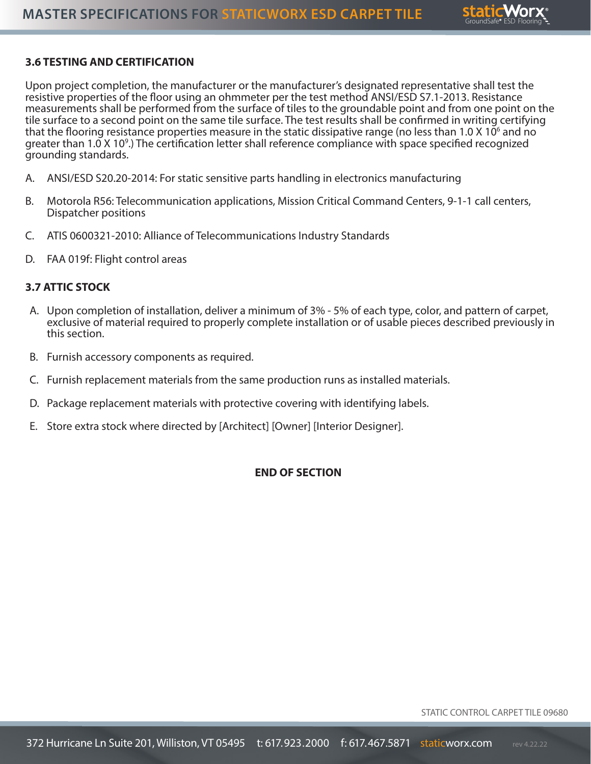### 3.6 TESTING AND CERTIFICATION

Upon project completion, the manufacturer or the manufacturer's designated representative shall test the resistive properties of the floor using an ohmmeter per the test method ANSI/ESD S7.1-2013. Resistance measurements shall be performed from the surface of tiles to the groundable point and from one point on the tile surface to a second point on the same tile surface. The test results shall be confirmed in writing certifying that the flooring resistance properties measure in the static dissipative range (no less than $1.0 \times 10^6$ and no greater than $1.0 \times 10^9$.) The certification letter shall reference compliance with space specified recognized grounding standards.

A. ANSI/ESD S20.20-2014: For static sensitive parts handling in electronics manufacturing

B. Motorola R56: Telecommunication applications, Mission Critical Command Centers, 9-1-1 call centers, Dispatcher positions

C. ATIS 0600321-2010: Alliance of Telecommunications Industry Standards

D. FAA 019f: Flight control areas

### 3.7 ATTIC STOCK

A. Upon completion of installation, deliver a minimum of 3% - 5% of each type, color, and pattern of carpet, exclusive of material required to properly complete installation or of usable pieces described previously in this section.

B. Furnish accessory components as required.

C. Furnish replacement materials from the same production runs as installed materials.

D. Package replacement materials with protective covering with identifying labels.

E. Store extra stock where directed by [Architect] [Owner] [Interior Designer].

**END OF SECTION**